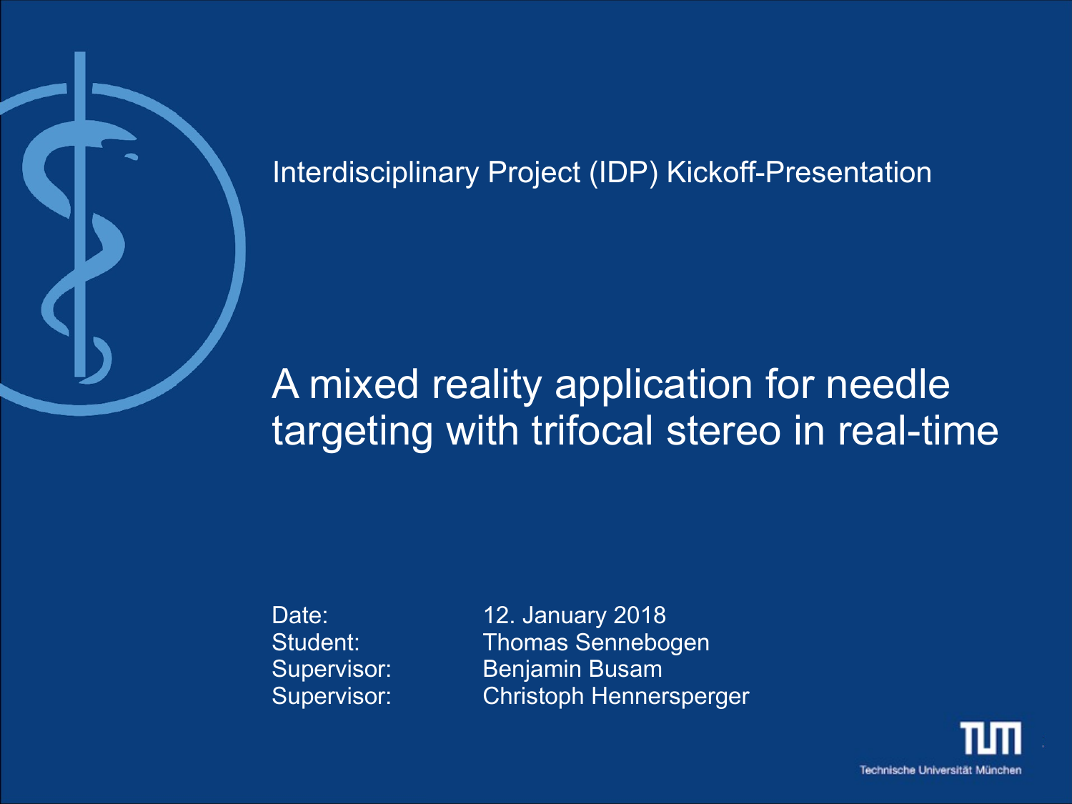Interdisciplinary Project (IDP) Kickoff-Presentation

# A mixed reality application for needle targeting with trifocal stereo in real-time

Date: 12. January 2018
Student: Thomas Sennebogen
Supervisor: Benjamin Busam
Supervisor: Christoph Hennersperger

Technische Universität München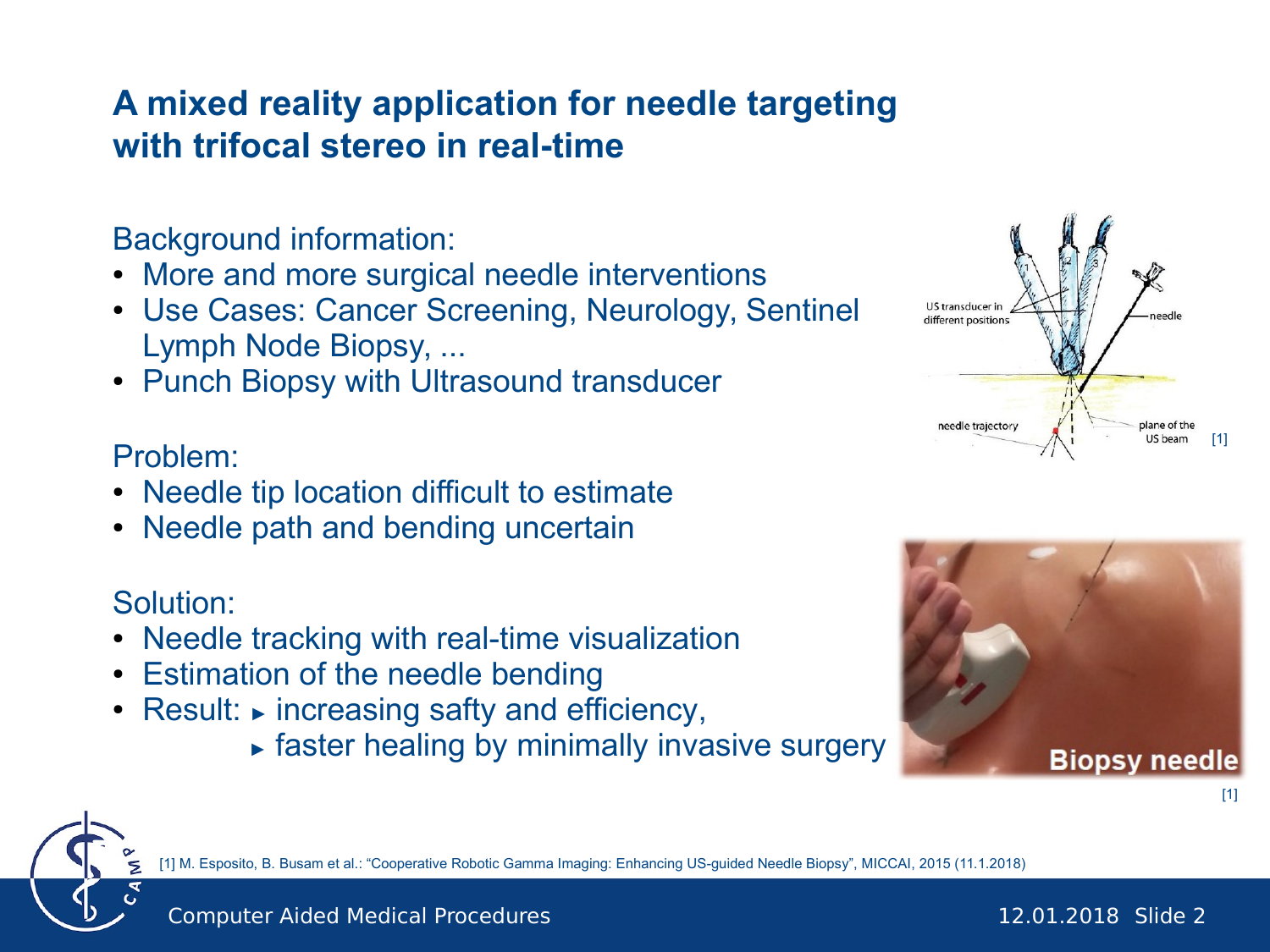# A mixed reality application for needle targeting with trifocal stereo in real-time

Background information:

- More and more surgical needle interventions
- Use Cases: Cancer Screening, Neurology, Sentinel Lymph Node Biopsy, ...
- Punch Biopsy with Ultrasound transducer

Problem:

- Needle tip location difficult to estimate
- Needle path and bending uncertain

Solution:

- Needle tracking with real-time visualization
- Estimation of the needle bending
- Result: ► increasing safty and efficiency,
  ► faster healing by minimally invasive surgery

[1] M. Esposito, B. Busam et al.: "Cooperative Robotic Gamma Imaging: Enhancing US-guided Needle Biopsy", MICCAI, 2015 (11.1.2018)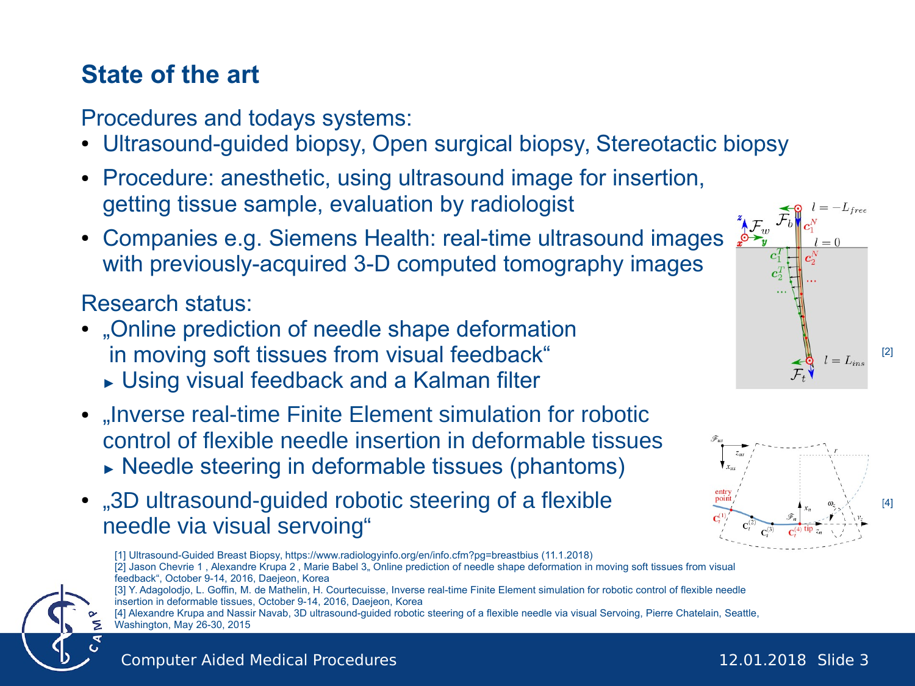## State of the art

Procedures and todays systems:

- Ultrasound-guided biopsy, Open surgical biopsy, Stereotactic biopsy
- Procedure: anesthetic, using ultrasound image for insertion, getting tissue sample, evaluation by radiologist
- Companies e.g. Siemens Health: real-time ultrasound images with previously-acquired 3-D computed tomography images

Research status:

- „Online prediction of needle shape deformation in moving soft tissues from visual feedback"
  - Using visual feedback and a Kalman filter
- „Inverse real-time Finite Element simulation for robotic control of flexible needle insertion in deformable tissues
  - Needle steering in deformable tissues (phantoms)
- „3D ultrasound-guided robotic steering of a flexible needle via visual servoing"

[2]

[4]

[1] Ultrasound-Guided Breast Biopsy, https://www.radiologyinfo.org/en/info.cfm?pg=breastbius (11.1.2018)
[2] Jason Chevrie 1 , Alexandre Krupa 2 , Marie Babel 3„ Online prediction of needle shape deformation in moving soft tissues from visual feedback", October 9-14, 2016, Daejeon, Korea
[3] Y. Adagolodjo, L. Goffin, M. de Mathelin, H. Courtecuisse, Inverse real-time Finite Element simulation for robotic control of flexible needle insertion in deformable tissues, October 9-14, 2016, Daejeon, Korea
[4] Alexandre Krupa and Nassir Navab, 3D ultrasound-guided robotic steering of a flexible needle via visual Servoing, Pierre Chatelain, Seattle, Washington, May 26-30, 2015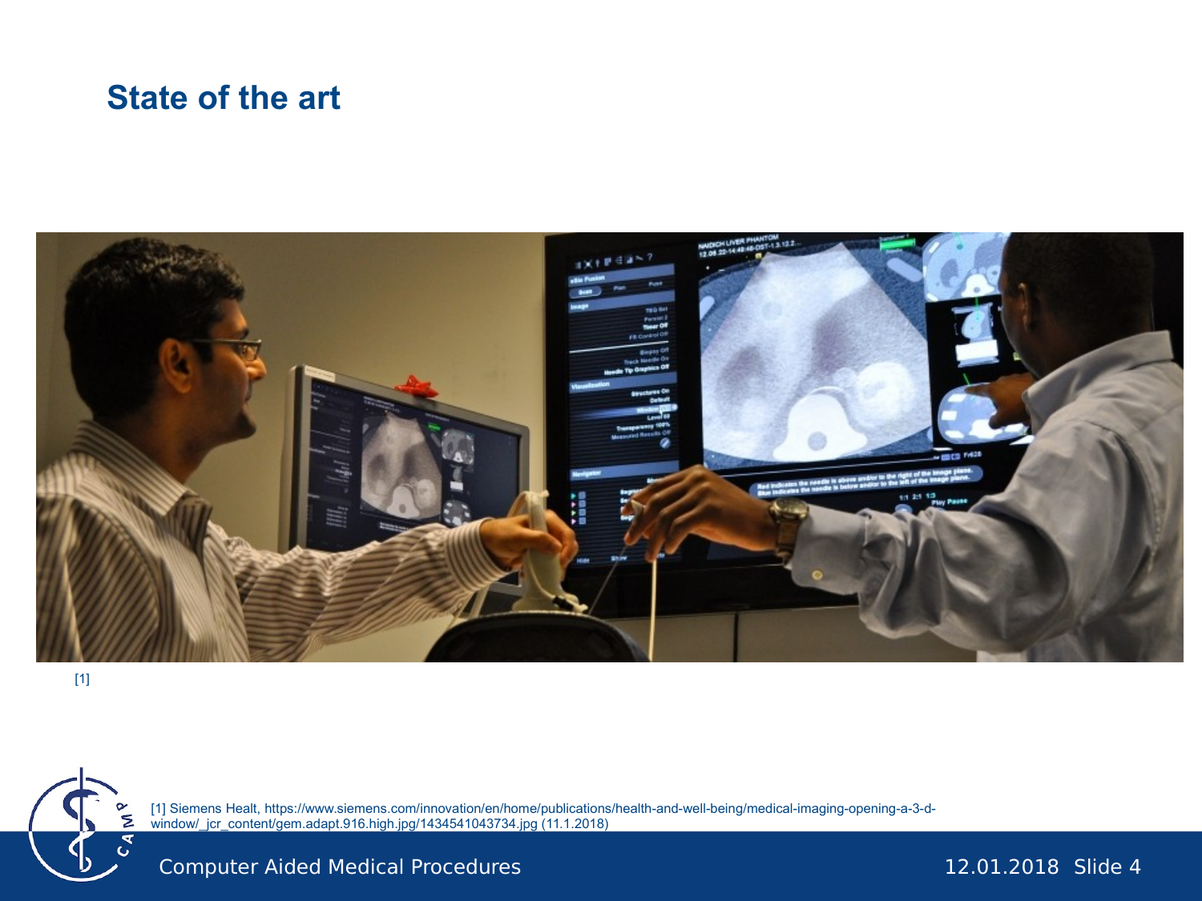# State of the art

[1]

[1] Siemens Healt, https://www.siemens.com/innovation/en/home/publications/health-and-well-being/medical-imaging-opening-a-3-d-window/_jcr_content/gem.adapt.916.high.jpg/1434541043734.jpg (11.1.2018)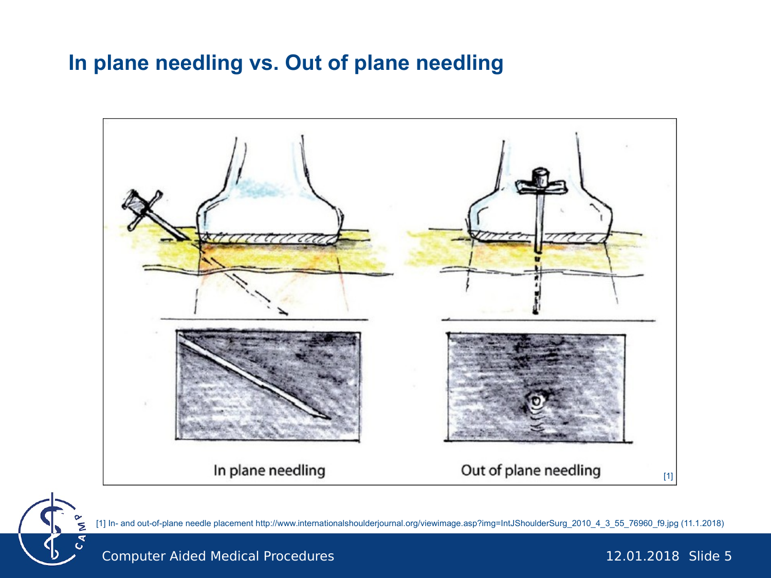# In plane needling vs. Out of plane needling

In plane needling

Out of plane needling

[1]

[1] In- and out-of-plane needle placement http://www.internationalshoulderjournal.org/viewimage.asp?img=IntJShoulderSurg_2010_4_3_55_76960_f9.jpg (11.1.2018)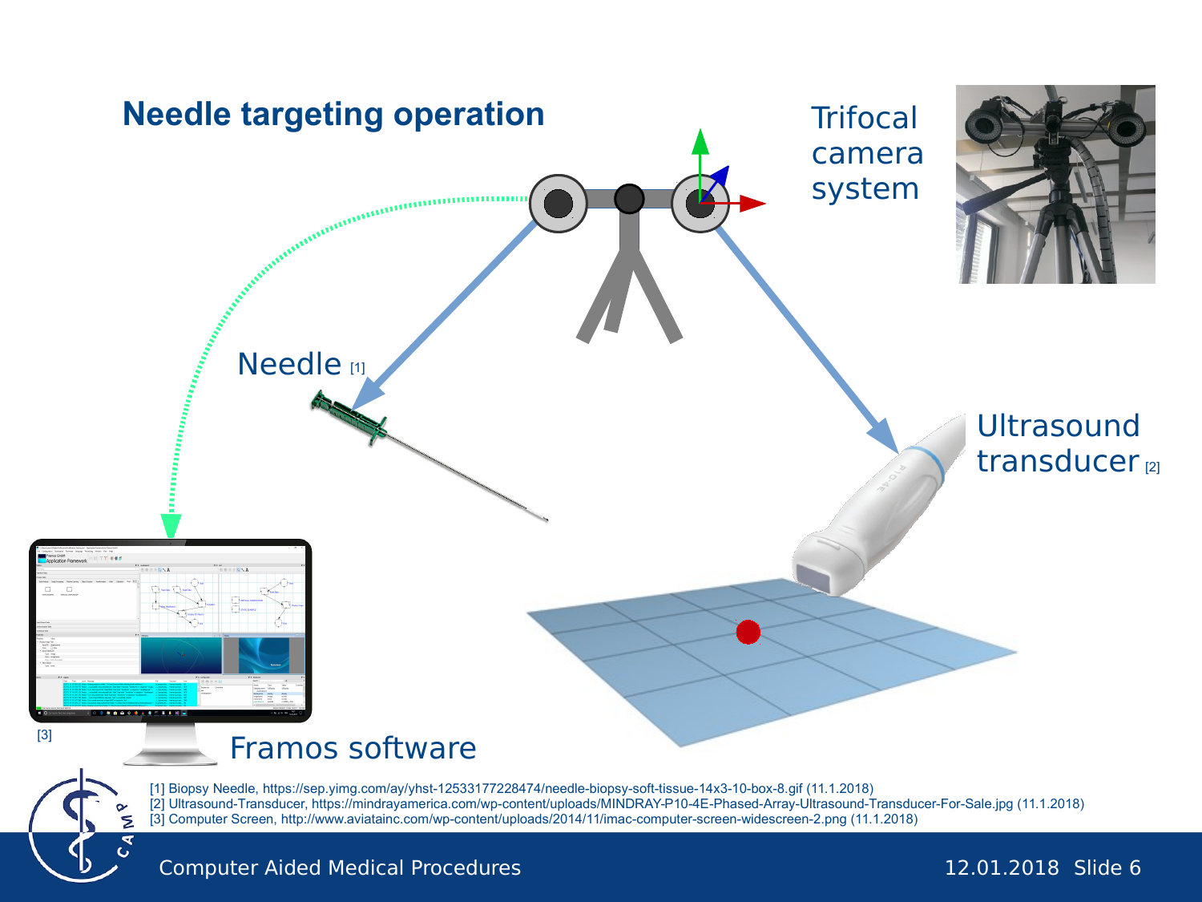# Needle targeting operation

Trifocal camera system

Needle [1]

Ultrasound transducer [2]

[3]

Framos software

[1] Biopsy Needle, https://sep.yimg.com/ay/yhst-12533177228474/needle-biopsy-soft-tissue-14x3-10-box-8.gif (11.1.2018)
[2] Ultrasound-Transducer, https://mindrayamerica.com/wp-content/uploads/MINDRAY-P10-4E-Phased-Array-Ultrasound-Transducer-For-Sale.jpg (11.1.2018)
[3] Computer Screen, http://www.aviatainc.com/wp-content/uploads/2014/11/imac-computer-screen-widescreen-2.png (11.1.2018)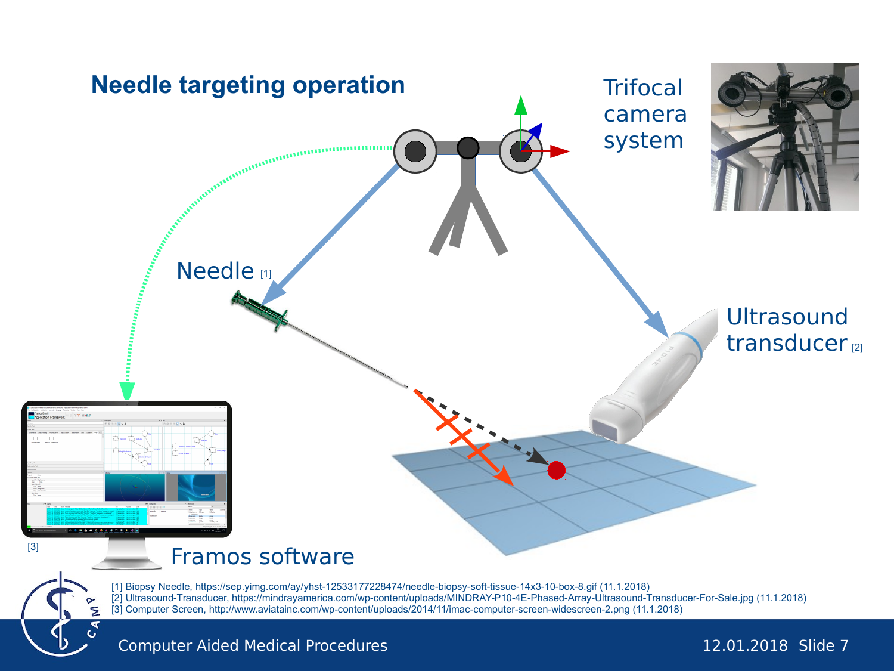# Needle targeting operation

Trifocal camera system

Needle [1]

Ultrasound transducer [2]

[3]

Framos software

[1] Biopsy Needle, https://sep.yimg.com/ay/yhst-12533177228474/needle-biopsy-soft-tissue-14x3-10-box-8.gif (11.1.2018)
[2] Ultrasound-Transducer, https://mindrayamerica.com/wp-content/uploads/MINDRAY-P10-4E-Phased-Array-Ultrasound-Transducer-For-Sale.jpg (11.1.2018)
[3] Computer Screen, http://www.aviatainc.com/wp-content/uploads/2014/11/imac-computer-screen-widescreen-2.png (11.1.2018)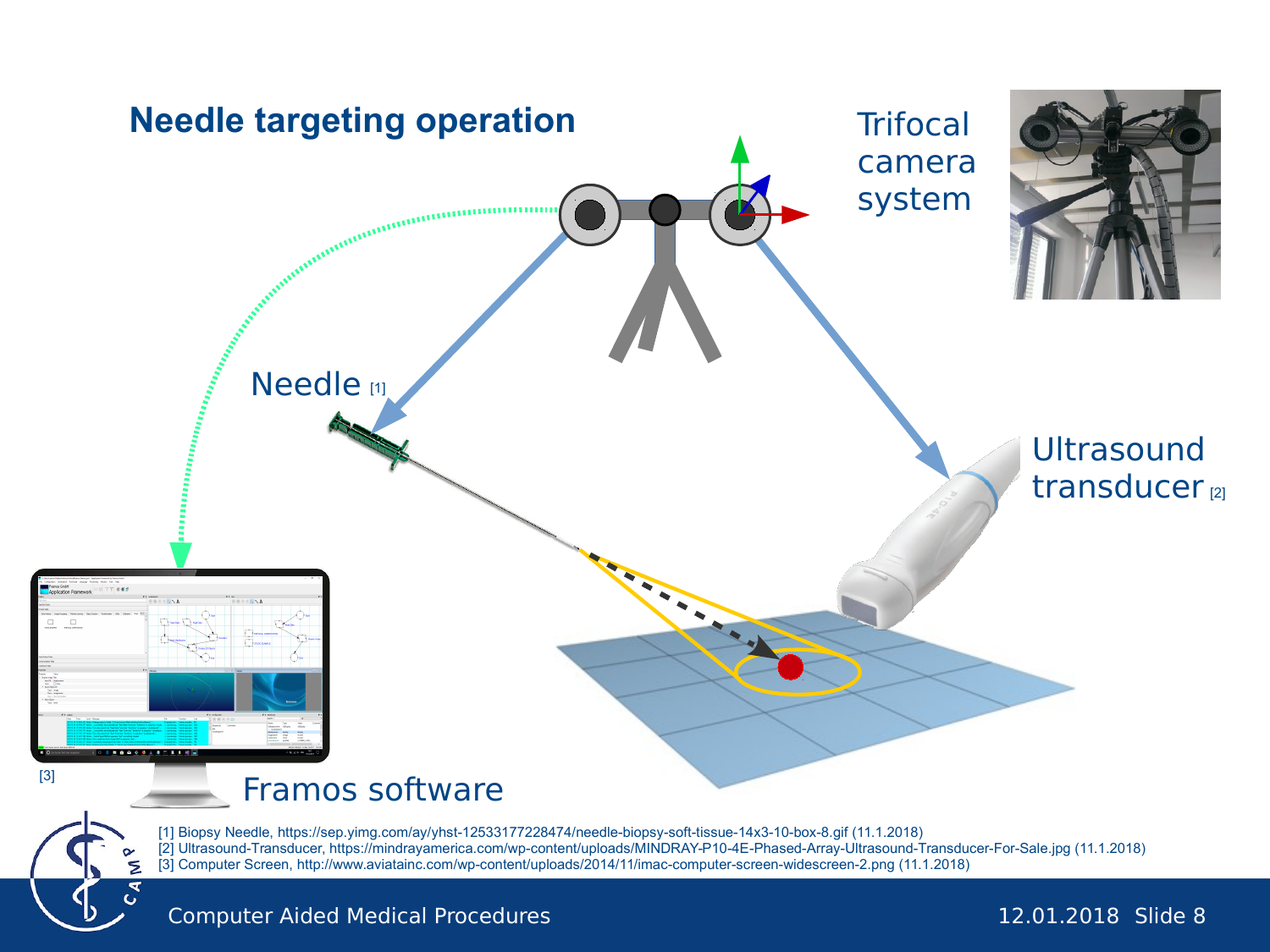# Needle targeting operation

Trifocal camera system

Needle [1]

Ultrasound transducer [2]

[3]

Framos software

[1] Biopsy Needle, https://sep.yimg.com/ay/yhst-12533177228474/needle-biopsy-soft-tissue-14x3-10-box-8.gif (11.1.2018)
[2] Ultrasound-Transducer, https://mindrayamerica.com/wp-content/uploads/MINDRAY-P10-4E-Phased-Array-Ultrasound-Transducer-For-Sale.jpg (11.1.2018)
[3] Computer Screen, http://www.aviatainc.com/wp-content/uploads/2014/11/imac-computer-screen-widescreen-2.png (11.1.2018)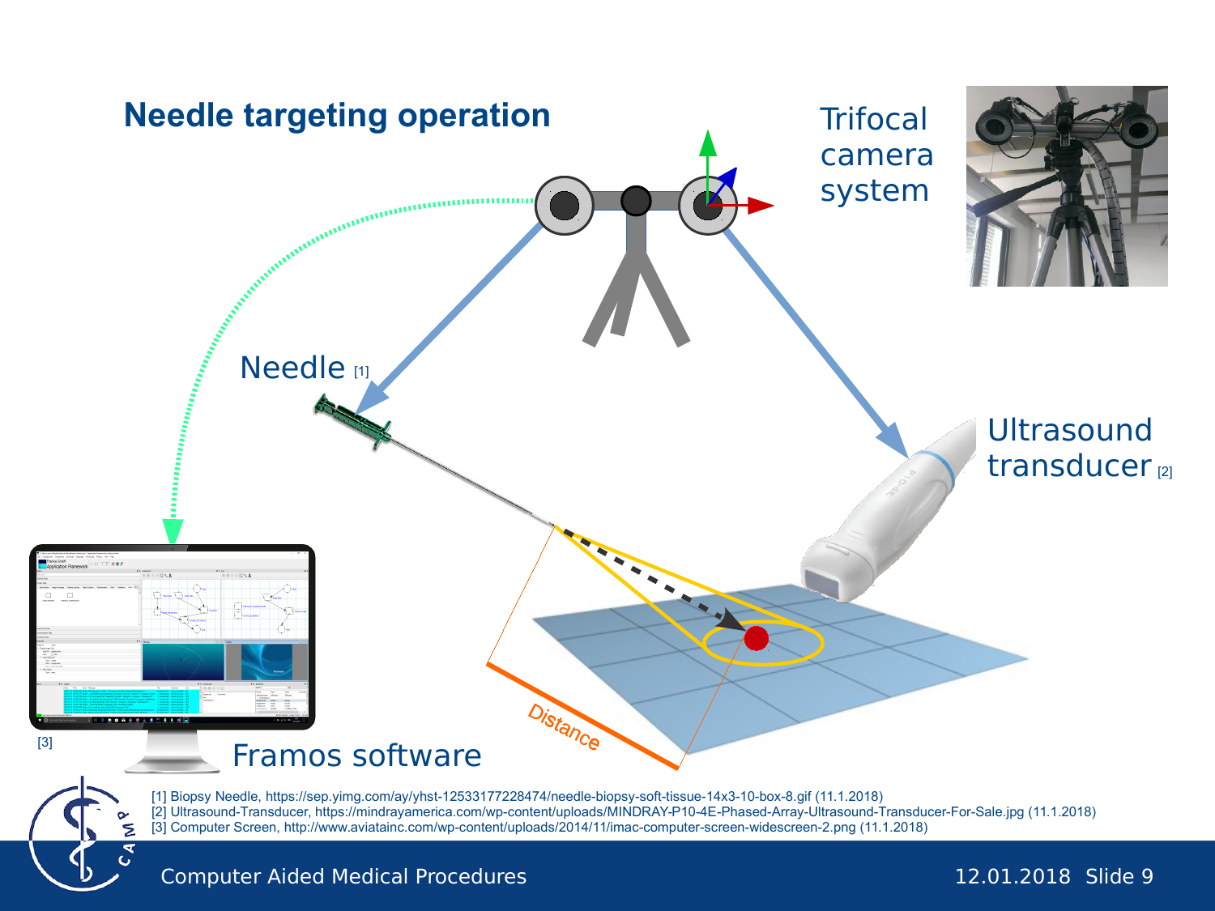# Needle targeting operation

Trifocal camera system

Needle [1]

Ultrasound transducer [2]

Distance

[3]

Framos software

[1] Biopsy Needle, https://sep.yimg.com/ay/yhst-12533177228474/needle-biopsy-soft-tissue-14x3-10-box-8.gif (11.1.2018)
[2] Ultrasound-Transducer, https://mindrayamerica.com/wp-content/uploads/MINDRAY-P10-4E-Phased-Array-Ultrasound-Transducer-For-Sale.jpg (11.1.2018)
[3] Computer Screen, http://www.aviatainc.com/wp-content/uploads/2014/11/imac-computer-screen-widescreen-2.png (11.1.2018)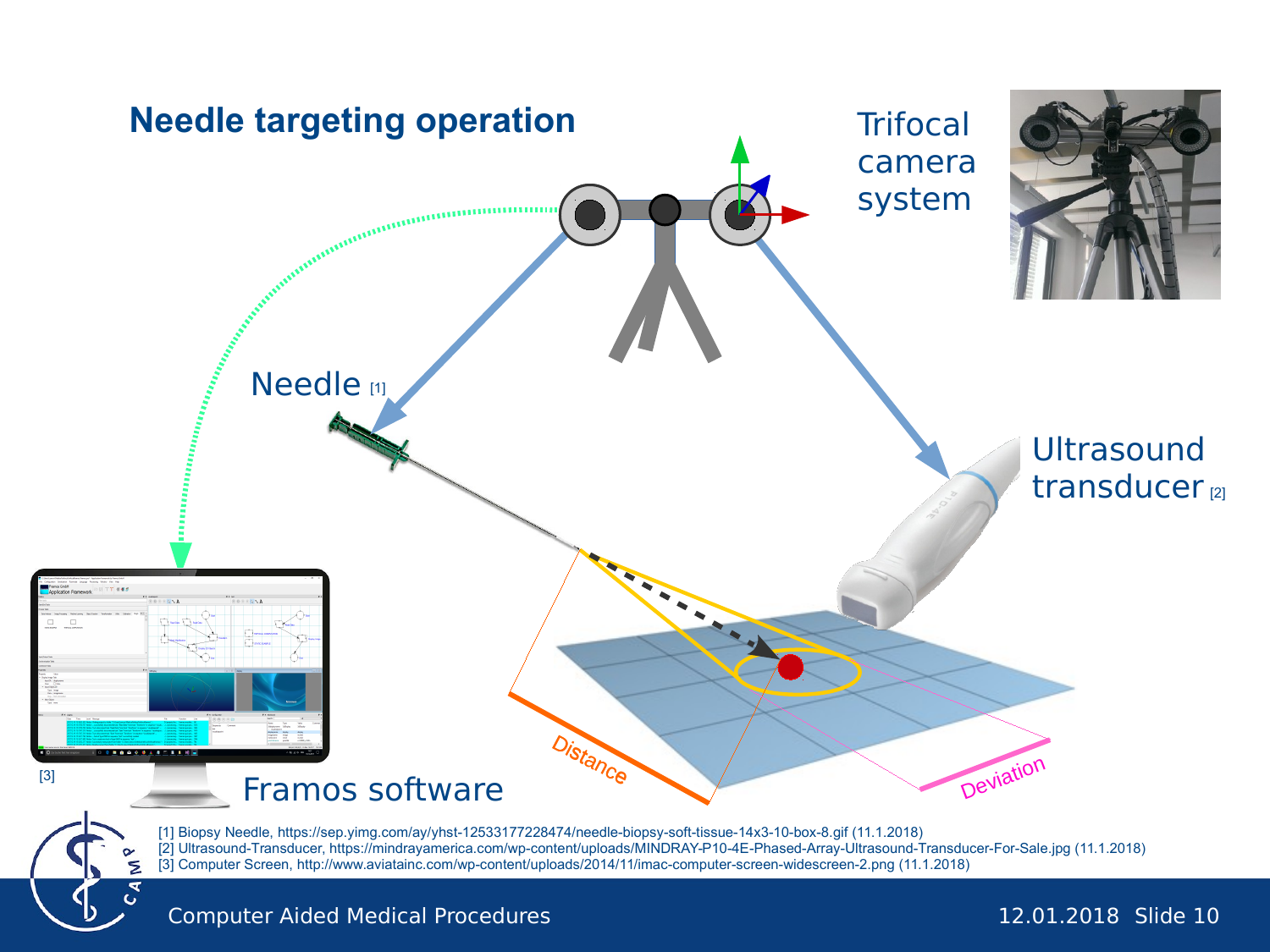# Needle targeting operation

Trifocal camera system

Needle [1]

Ultrasound transducer [2]

Framos software

[3]

Distance

Deviation

[1] Biopsy Needle, https://sep.yimg.com/ay/yhst-12533177228474/needle-biopsy-soft-tissue-14x3-10-box-8.gif (11.1.2018)
[2] Ultrasound-Transducer, https://mindrayamerica.com/wp-content/uploads/MINDRAY-P10-4E-Phased-Array-Ultrasound-Transducer-For-Sale.jpg (11.1.2018)
[3] Computer Screen, http://www.aviatainc.com/wp-content/uploads/2014/11/imac-computer-screen-widescreen-2.png (11.1.2018)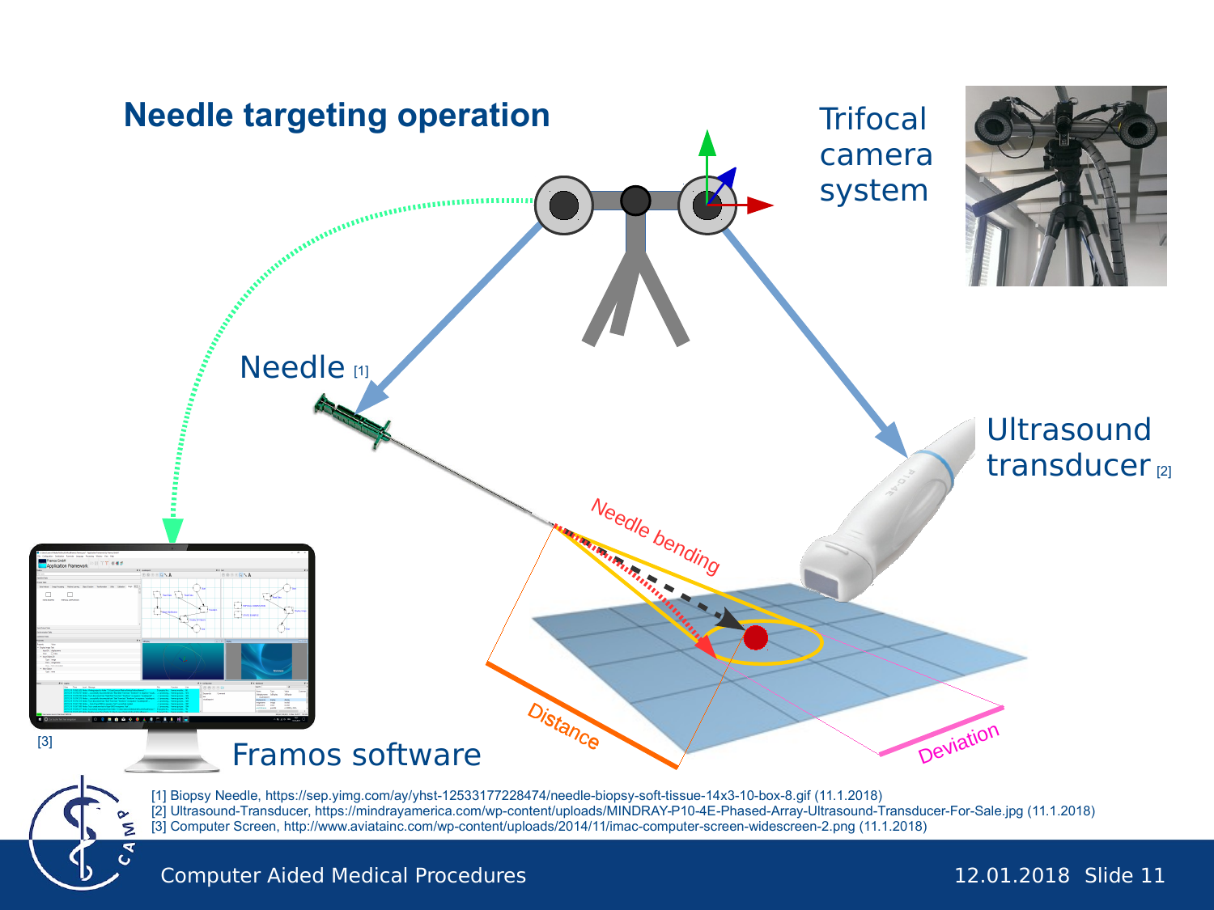# Needle targeting operation

Trifocal camera system

Needle [1]

Ultrasound transducer [2]

Needle bending

Distance

Deviation

Framos software

[3]

[1] Biopsy Needle, https://sep.yimg.com/ay/yhst-12533177228474/needle-biopsy-soft-tissue-14x3-10-box-8.gif (11.1.2018)
[2] Ultrasound-Transducer, https://mindrayamerica.com/wp-content/uploads/MINDRAY-P10-4E-Phased-Array-Ultrasound-Transducer-For-Sale.jpg (11.1.2018)
[3] Computer Screen, http://www.aviatainc.com/wp-content/uploads/2014/11/imac-computer-screen-widescreen-2.png (11.1.2018)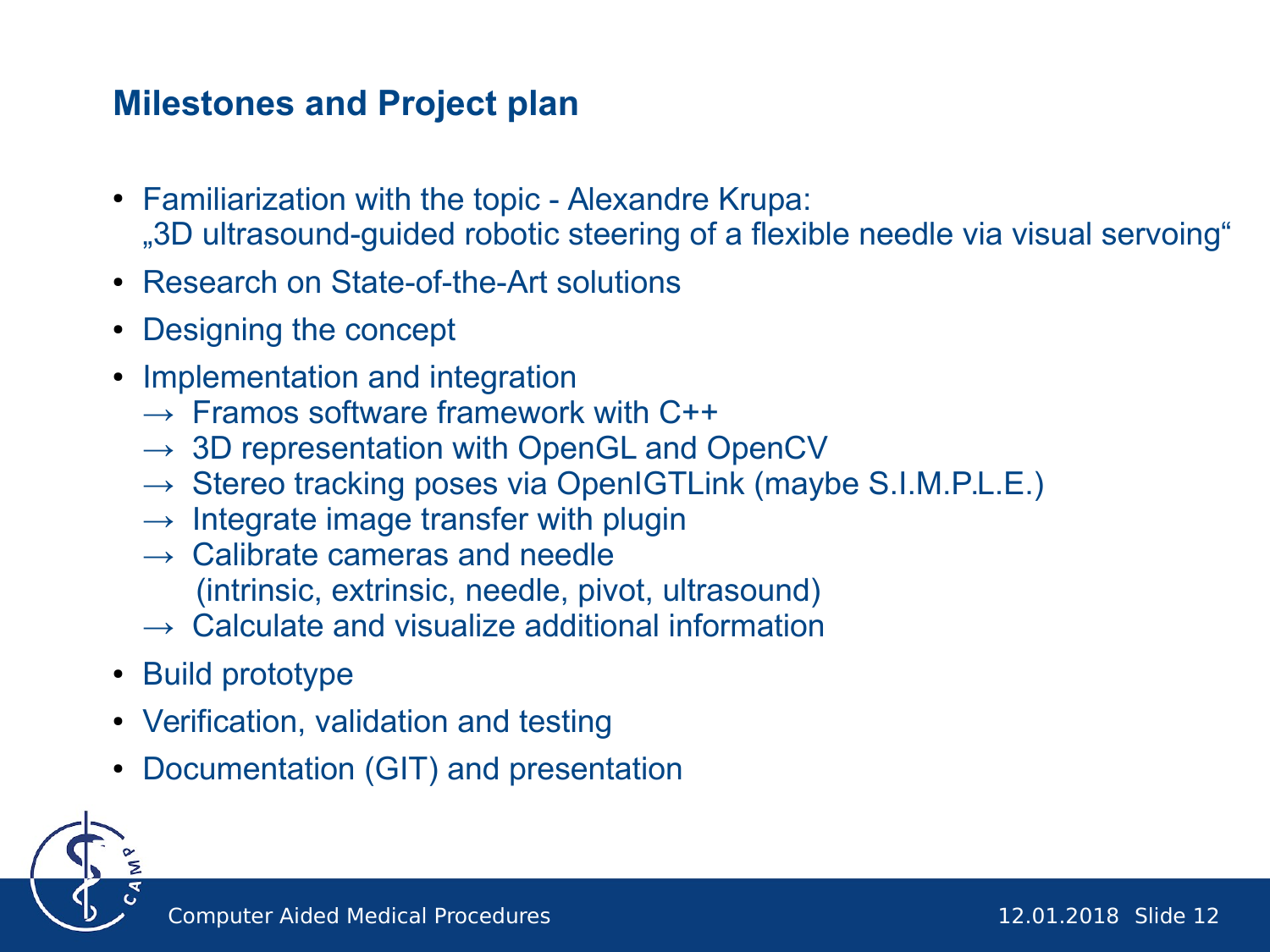## Milestones and Project plan

- Familiarization with the topic - Alexandre Krupa:
  „3D ultrasound-guided robotic steering of a flexible needle via visual servoing"
- Research on State-of-the-Art solutions
- Designing the concept
- Implementation and integration
  → Framos software framework with C++
  → 3D representation with OpenGL and OpenCV
  → Stereo tracking poses via OpenIGTLink (maybe S.I.M.P.L.E.)
  → Integrate image transfer with plugin
  → Calibrate cameras and needle
     (intrinsic, extrinsic, needle, pivot, ultrasound)
  → Calculate and visualize additional information
- Build prototype
- Verification, validation and testing
- Documentation (GIT) and presentation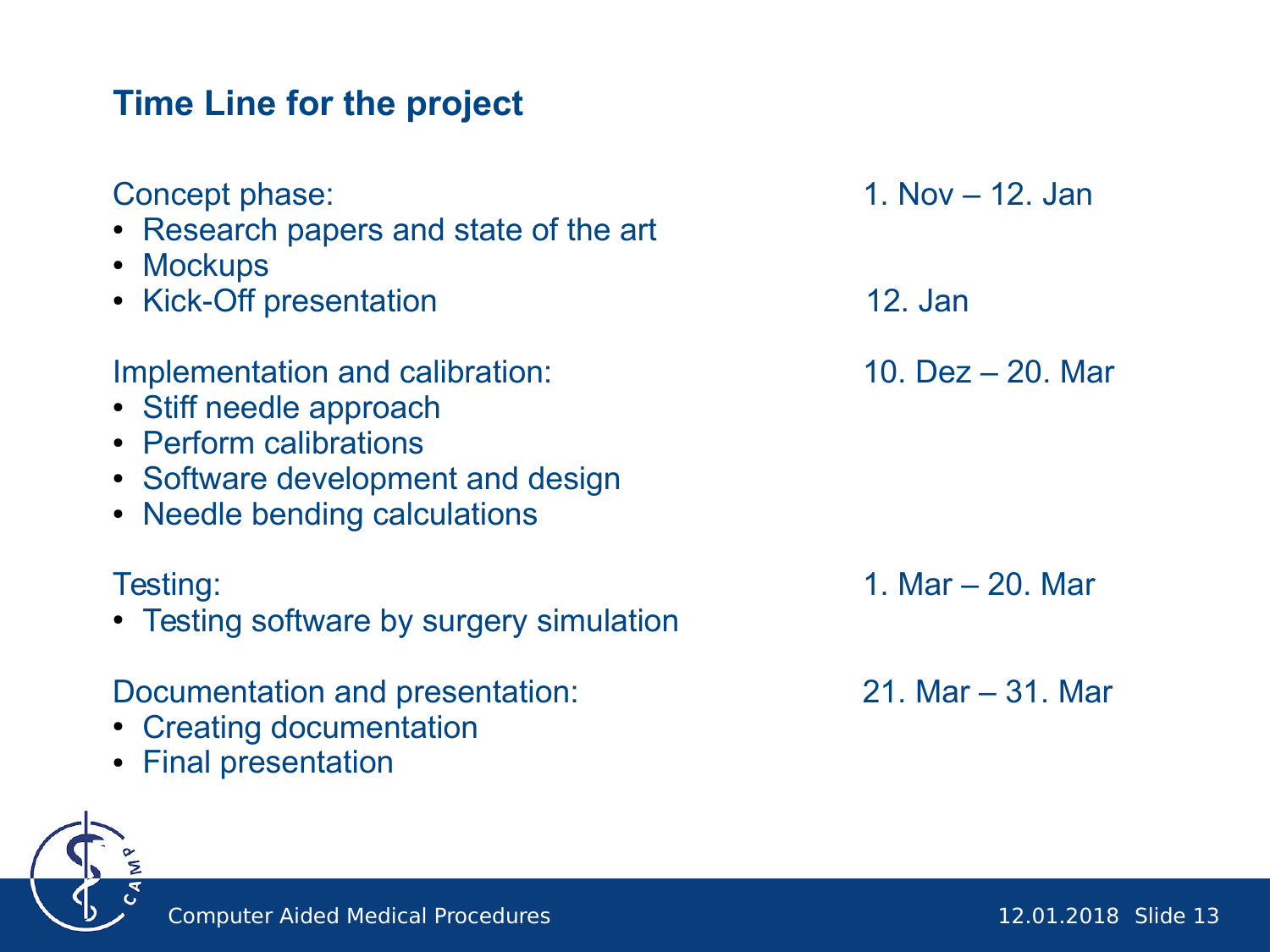## Time Line for the project

Concept phase: 1. Nov – 12. Jan

- Research papers and state of the art
- Mockups
- Kick-Off presentation 12. Jan

Implementation and calibration: 10. Dez – 20. Mar

- Stiff needle approach
- Perform calibrations
- Software development and design
- Needle bending calculations

Testing: 1. Mar – 20. Mar

- Testing software by surgery simulation

Documentation and presentation: 21. Mar – 31. Mar

- Creating documentation
- Final presentation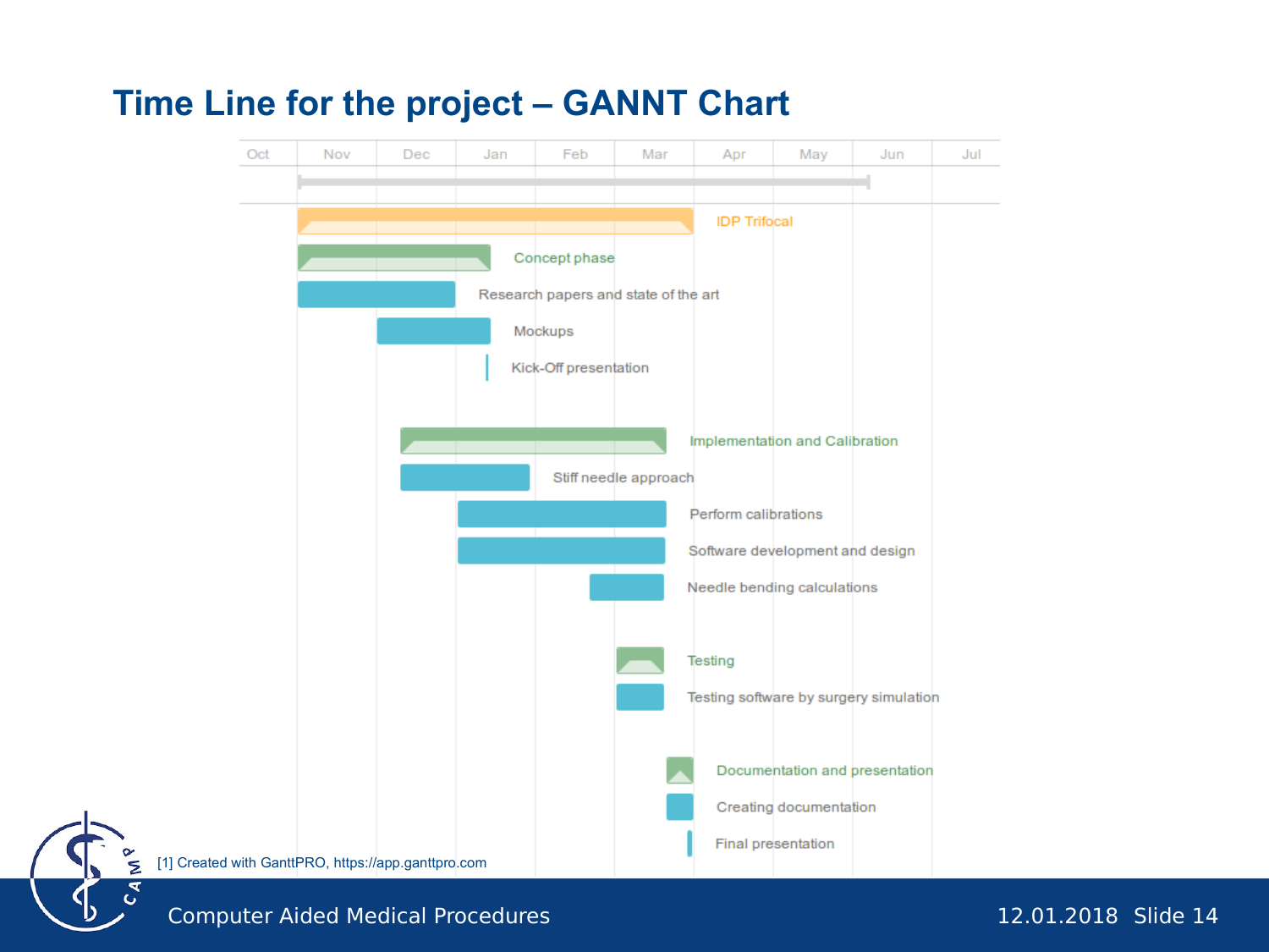# Time Line for the project – GANNT Chart

| Task | Timeline |
|---|---|
| IDP Trifocal | Nov – Mar |
| Concept phase | Nov – Jan |
| Research papers and state of the art | Nov – Dec |
| Mockups | Dec – Jan |
| Kick-Off presentation | Jan |
| Implementation and Calibration | Dec – Mar |
| Stiff needle approach | Dec – Jan |
| Perform calibrations | Jan – Mar |
| Software development and design | Jan – Mar |
| Needle bending calculations | Feb – Mar |
| Testing | Mar |
| Testing software by surgery simulation | Mar |
| Documentation and presentation | Mar |
| Creating documentation | Mar |
| Final presentation | Apr |

[1] Created with GanttPRO, https://app.ganttpro.com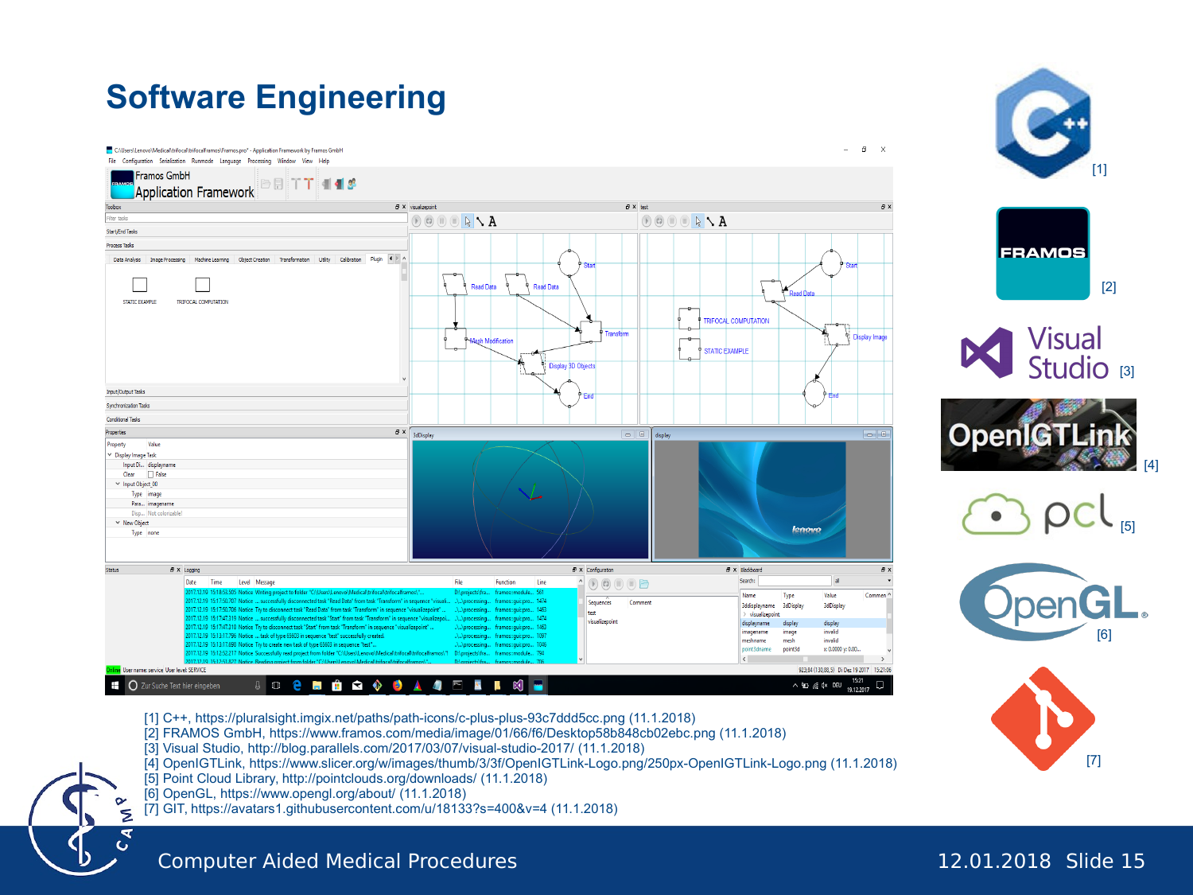# Software Engineering

[1] C++, https://pluralsight.imgix.net/paths/path-icons/c-plus-plus-93c7ddd5cc.png (11.1.2018)
[2] FRAMOS GmbH, https://www.framos.com/media/image/01/66/f6/Desktop58b848cb02ebc.png (11.1.2018)
[3] Visual Studio, http://blog.parallels.com/2017/03/07/visual-studio-2017/ (11.1.2018)
[4] OpenIGTLink, https://www.slicer.org/w/images/thumb/3/3f/OpenIGTLink-Logo.png/250px-OpenIGTLink-Logo.png (11.1.2018)
[5] Point Cloud Library, http://pointclouds.org/downloads/ (11.1.2018)
[6] OpenGL, https://www.opengl.org/about/ (11.1.2018)
[7] GIT, https://avatars1.githubusercontent.com/u/18133?s=400&v=4 (11.1.2018)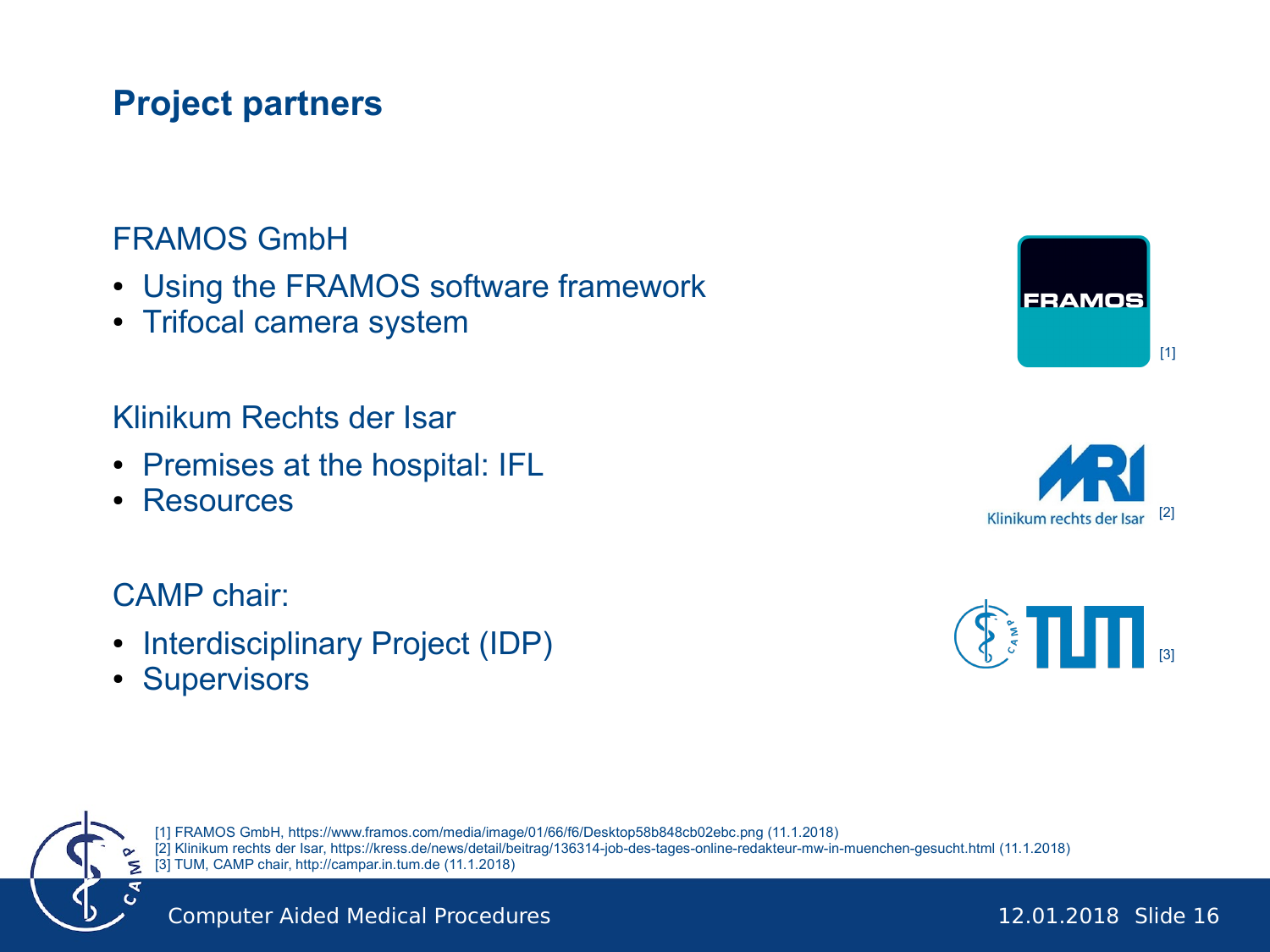# Project partners

## FRAMOS GmbH

- Using the FRAMOS software framework
- Trifocal camera system

[1]

## Klinikum Rechts der Isar

- Premises at the hospital: IFL
- Resources

[2]

## CAMP chair:

- Interdisciplinary Project (IDP)
- Supervisors

[3]

[1] FRAMOS GmbH, https://www.framos.com/media/image/01/66/f6/Desktop58b848cb02ebc.png (11.1.2018)
[2] Klinikum rechts der Isar, https://kress.de/news/detail/beitrag/136314-job-des-tages-online-redakteur-mw-in-muenchen-gesucht.html (11.1.2018)
[3] TUM, CAMP chair, http://campar.in.tum.de (11.1.2018)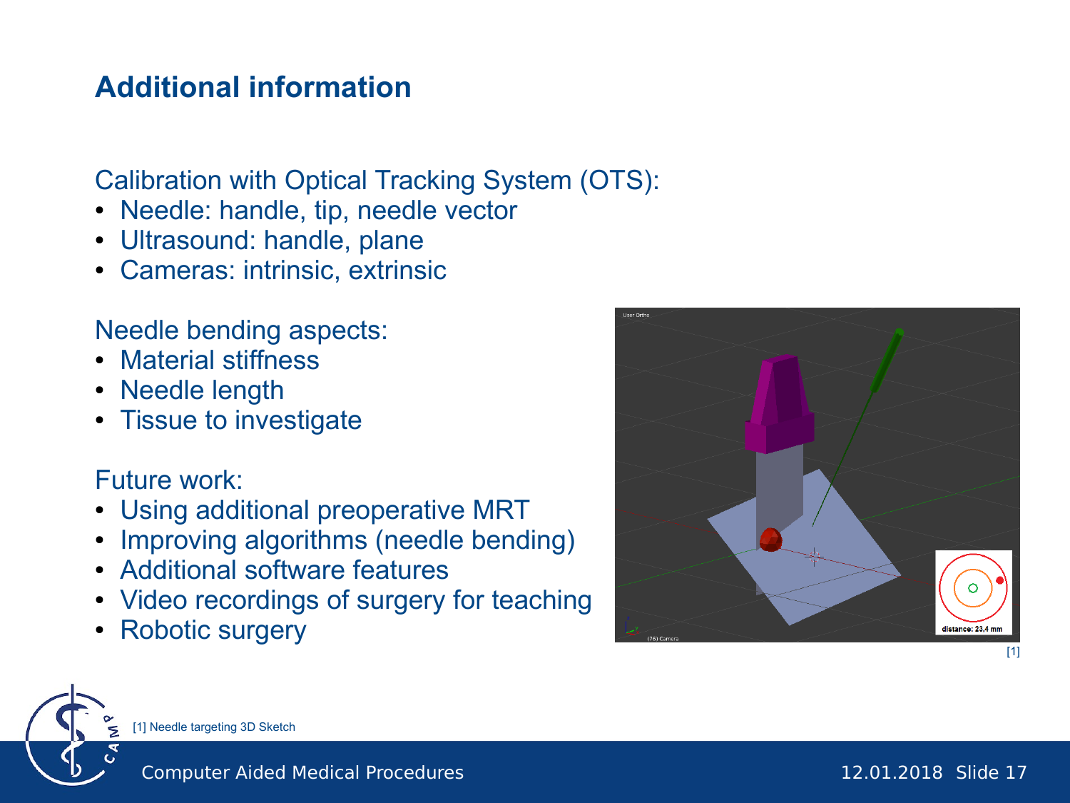## Additional information

Calibration with Optical Tracking System (OTS):

- Needle: handle, tip, needle vector
- Ultrasound: handle, plane
- Cameras: intrinsic, extrinsic

Needle bending aspects:

- Material stiffness
- Needle length
- Tissue to investigate

Future work:

- Using additional preoperative MRT
- Improving algorithms (needle bending)
- Additional software features
- Video recordings of surgery for teaching
- Robotic surgery

[1]

[1] Needle targeting 3D Sketch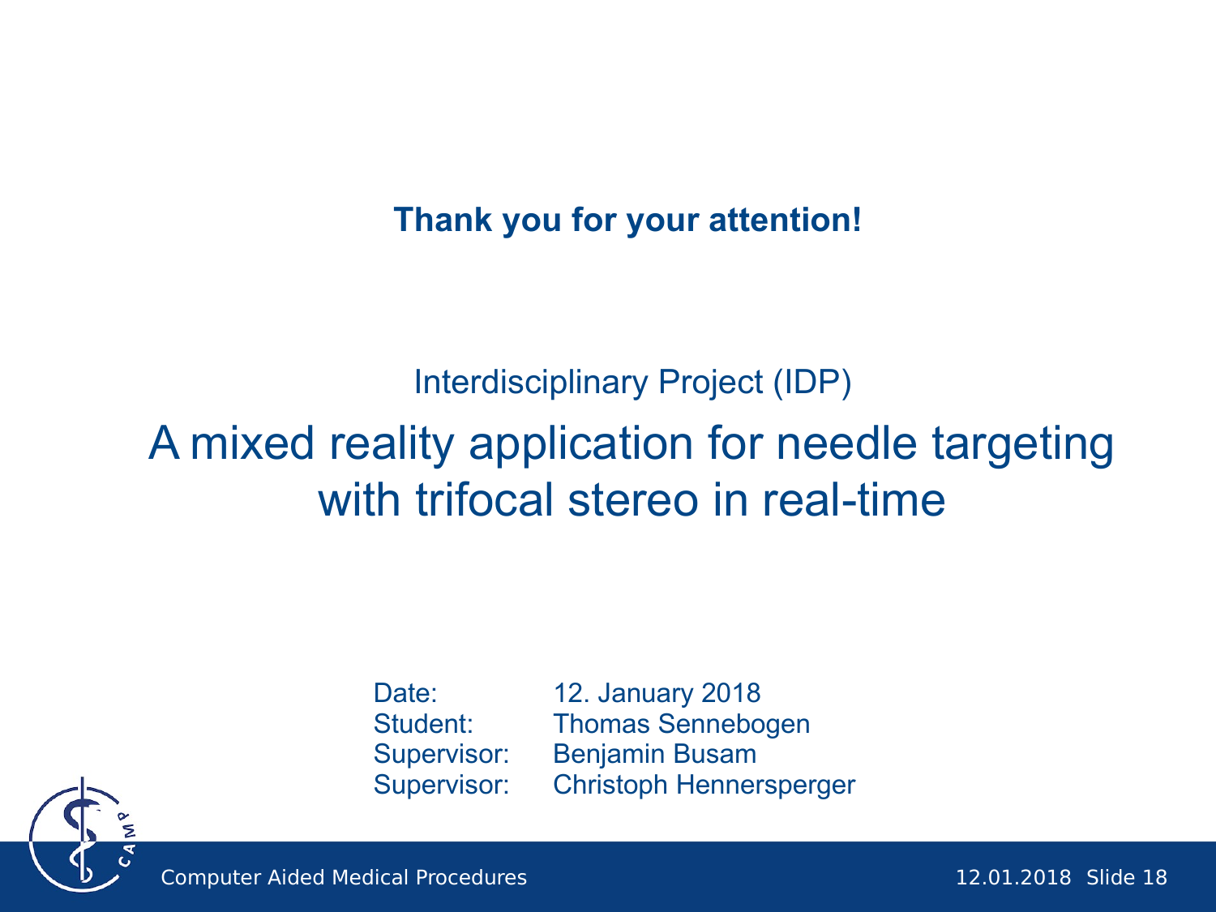**Thank you for your attention!**

Interdisciplinary Project (IDP)

# A mixed reality application for needle targeting with trifocal stereo in real-time

| | |
|---|---|
| Date: | 12. January 2018 |
| Student: | Thomas Sennebogen |
| Supervisor: | Benjamin Busam |
| Supervisor: | Christoph Hennersperger |